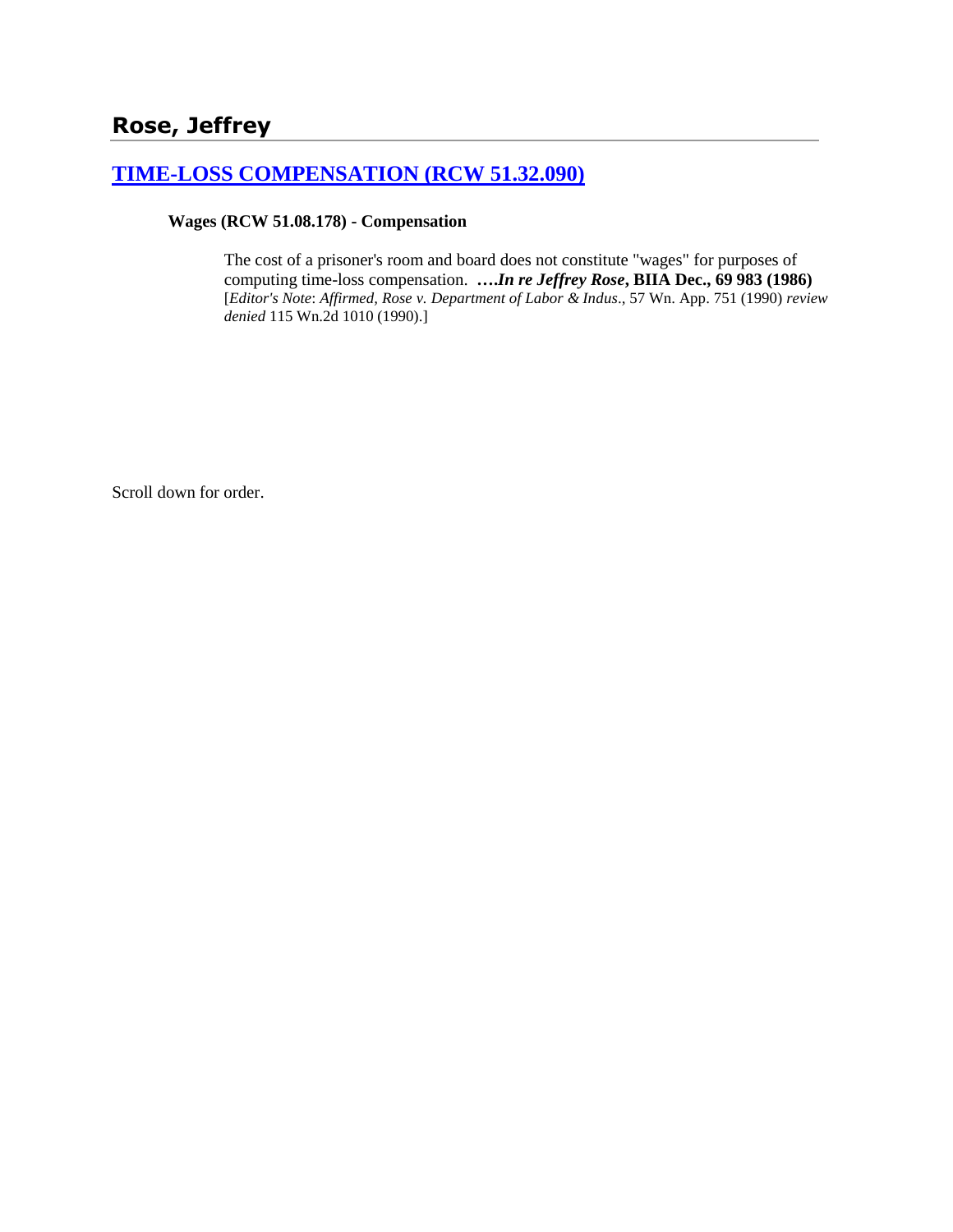## Rose, Jeffrey

### [TIME-LOSS COMPENSATION (RCW 51.32.090)]

**Wages (RCW 51.08.178) - Compensation**

The cost of a prisoner's room and board does not constitute "wages" for purposes of computing time-loss compensation. **….*In re Jeffrey Rose*, BIIA Dec., 69 983 (1986)** [*Editor's Note*: *Affirmed, Rose v. Department of Labor & Indus*., 57 Wn. App. 751 (1990) *review denied* 115 Wn.2d 1010 (1990).]

Scroll down for order.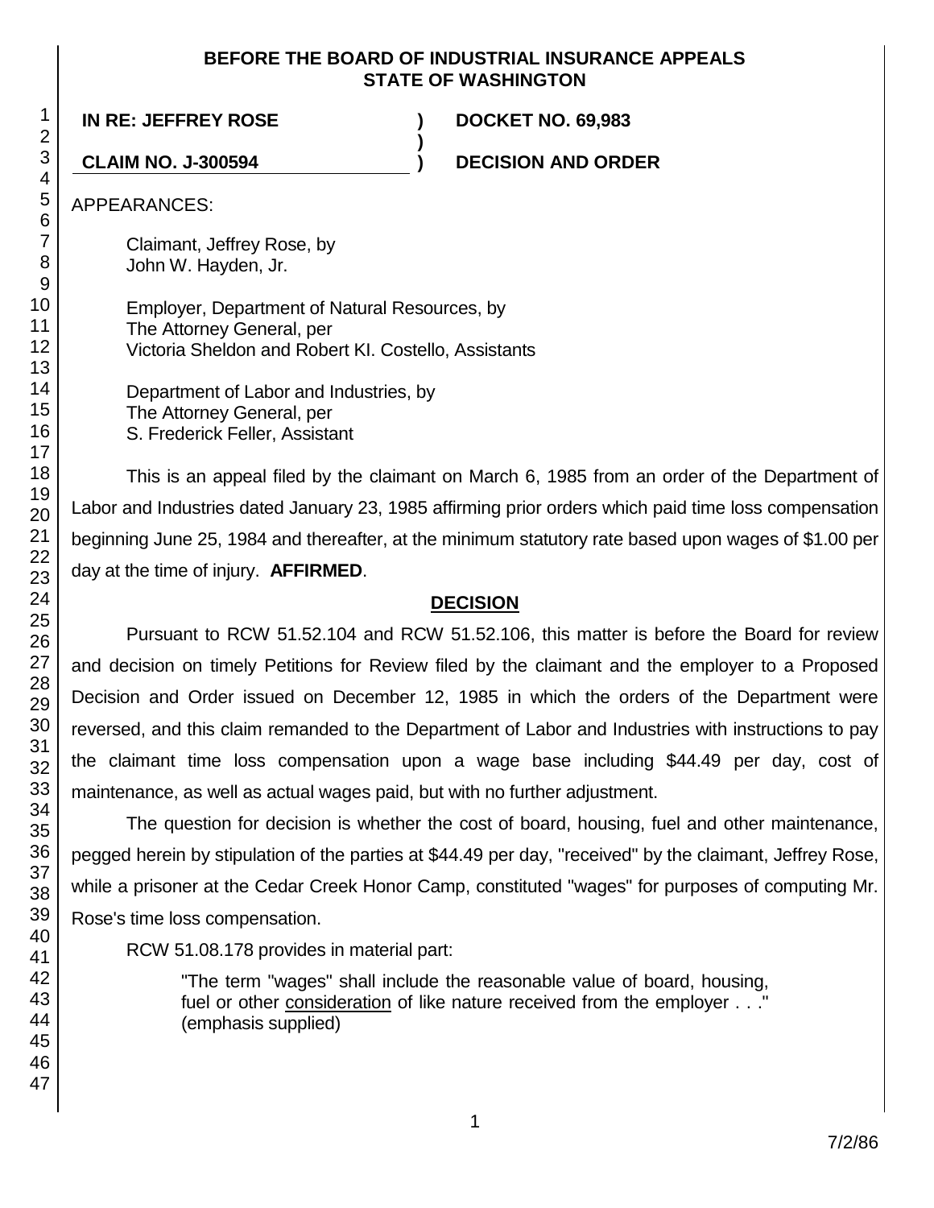**BEFORE THE BOARD OF INDUSTRIAL INSURANCE APPEALS**
**STATE OF WASHINGTON**

**IN RE: JEFFREY ROSE** ) **DOCKET NO. 69,983**
)
**CLAIM NO. J-300594** ) **DECISION AND ORDER**

APPEARANCES:

Claimant, Jeffrey Rose, by
John W. Hayden, Jr.

Employer, Department of Natural Resources, by
The Attorney General, per
Victoria Sheldon and Robert KI. Costello, Assistants

Department of Labor and Industries, by
The Attorney General, per
S. Frederick Feller, Assistant

This is an appeal filed by the claimant on March 6, 1985 from an order of the Department of Labor and Industries dated January 23, 1985 affirming prior orders which paid time loss compensation beginning June 25, 1984 and thereafter, at the minimum statutory rate based upon wages of $1.00 per day at the time of injury. **AFFIRMED**.

## DECISION

Pursuant to RCW 51.52.104 and RCW 51.52.106, this matter is before the Board for review and decision on timely Petitions for Review filed by the claimant and the employer to a Proposed Decision and Order issued on December 12, 1985 in which the orders of the Department were reversed, and this claim remanded to the Department of Labor and Industries with instructions to pay the claimant time loss compensation upon a wage base including $44.49 per day, cost of maintenance, as well as actual wages paid, but with no further adjustment.

The question for decision is whether the cost of board, housing, fuel and other maintenance, pegged herein by stipulation of the parties at $44.49 per day, "received" by the claimant, Jeffrey Rose, while a prisoner at the Cedar Creek Honor Camp, constituted "wages" for purposes of computing Mr. Rose's time loss compensation.

RCW 51.08.178 provides in material part:

> "The term "wages" shall include the reasonable value of board, housing, fuel or other consideration of like nature received from the employer . . ." (emphasis supplied)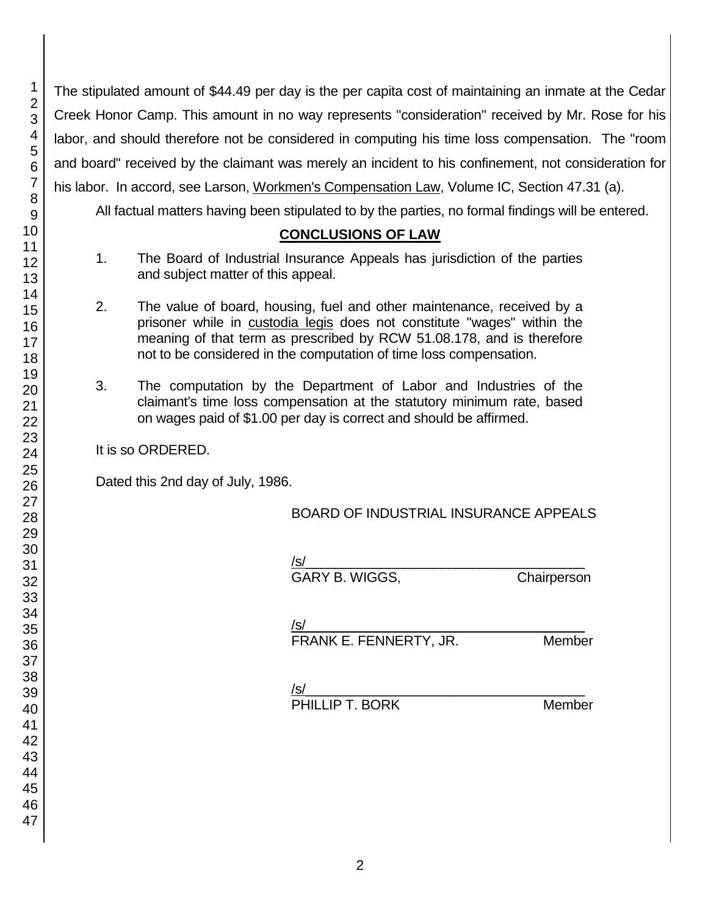The stipulated amount of $44.49 per day is the per capita cost of maintaining an inmate at the Cedar Creek Honor Camp. This amount in no way represents "consideration" received by Mr. Rose for his labor, and should therefore not be considered in computing his time loss compensation. The "room and board" received by the claimant was merely an incident to his confinement, not consideration for his labor. In accord, see Larson, Workmen's Compensation Law, Volume IC, Section 47.31 (a).

All factual matters having been stipulated to by the parties, no formal findings will be entered.

## CONCLUSIONS OF LAW

1. The Board of Industrial Insurance Appeals has jurisdiction of the parties and subject matter of this appeal.

2. The value of board, housing, fuel and other maintenance, received by a prisoner while in custodia legis does not constitute "wages" within the meaning of that term as prescribed by RCW 51.08.178, and is therefore not to be considered in the computation of time loss compensation.

3. The computation by the Department of Labor and Industries of the claimant's time loss compensation at the statutory minimum rate, based on wages paid of $1.00 per day is correct and should be affirmed.

It is so ORDERED.

Dated this 2nd day of July, 1986.

BOARD OF INDUSTRIAL INSURANCE APPEALS

/s/
GARY B. WIGGS, Chairperson

/s/
FRANK E. FENNERTY, JR. Member

/s/
PHILLIP T. BORK Member